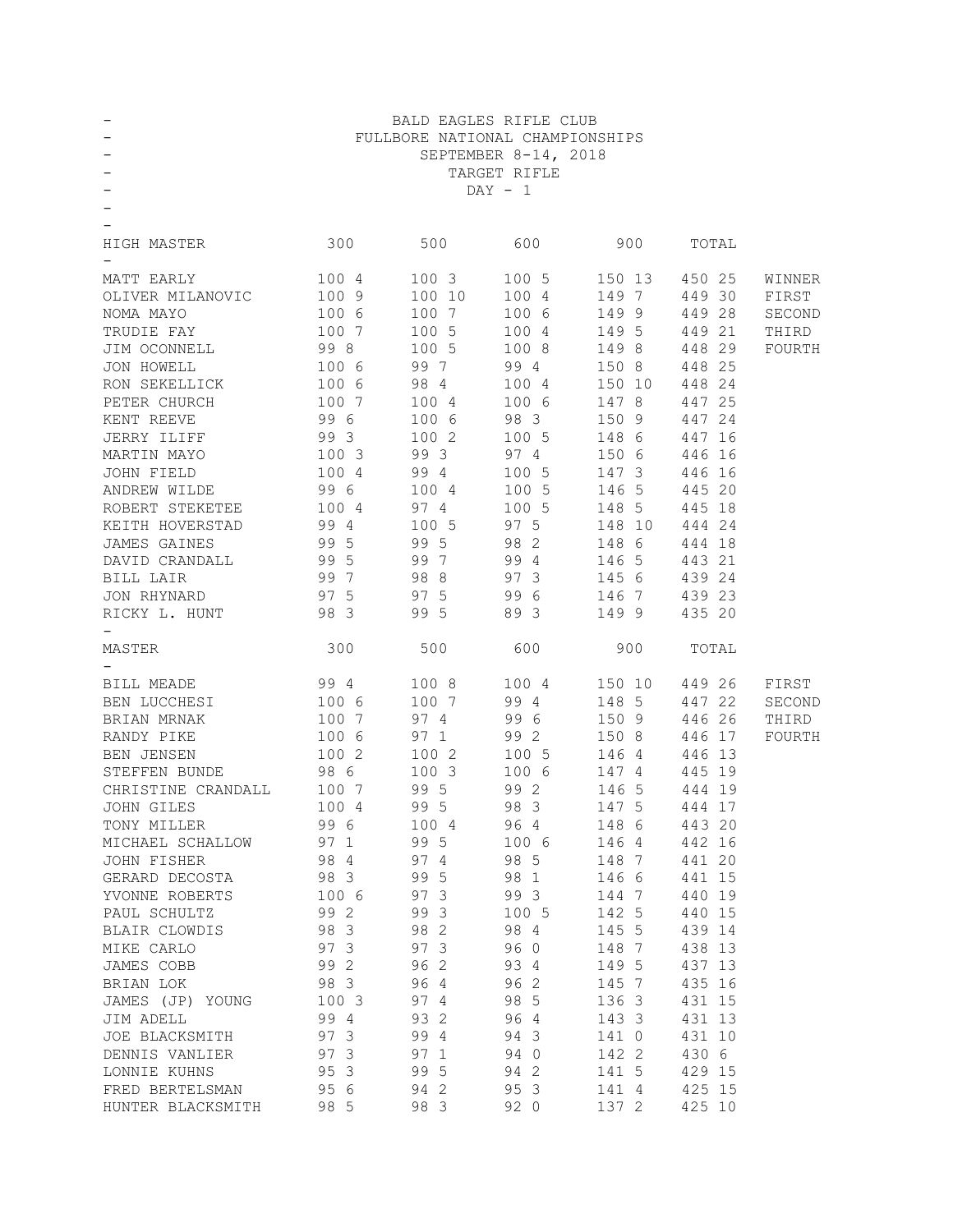BALD EAGLES RIFLE CLUB
FULLBORE NATIONAL CHAMPIONSHIPS
SEPTEMBER 8-14, 2018
TARGET RIFLE
DAY - 1

| HIGH MASTER | 300 | 500 | 600 | 900 | TOTAL | |
|---|---|---|---|---|---|---|
| MATT EARLY | 100 4 | 100 3 | 100 5 | 150 13 | 450 25 | WINNER |
| OLIVER MILANOVIC | 100 9 | 100 10 | 100 4 | 149 7 | 449 30 | FIRST |
| NOMA MAYO | 100 6 | 100 7 | 100 6 | 149 9 | 449 28 | SECOND |
| TRUDIE FAY | 100 7 | 100 5 | 100 4 | 149 5 | 449 21 | THIRD |
| JIM OCONNELL | 99 8 | 100 5 | 100 8 | 149 8 | 448 29 | FOURTH |
| JON HOWELL | 100 6 | 99 7 | 99 4 | 150 8 | 448 25 | |
| RON SEKELLICK | 100 6 | 98 4 | 100 4 | 150 10 | 448 24 | |
| PETER CHURCH | 100 7 | 100 4 | 100 6 | 147 8 | 447 25 | |
| KENT REEVE | 99 6 | 100 6 | 98 3 | 150 9 | 447 24 | |
| JERRY ILIFF | 99 3 | 100 2 | 100 5 | 148 6 | 447 16 | |
| MARTIN MAYO | 100 3 | 99 3 | 97 4 | 150 6 | 446 16 | |
| JOHN FIELD | 100 4 | 99 4 | 100 5 | 147 3 | 446 16 | |
| ANDREW WILDE | 99 6 | 100 4 | 100 5 | 146 5 | 445 20 | |
| ROBERT STEKETEE | 100 4 | 97 4 | 100 5 | 148 5 | 445 18 | |
| KEITH HOVERSTAD | 99 4 | 100 5 | 97 5 | 148 10 | 444 24 | |
| JAMES GAINES | 99 5 | 99 5 | 98 2 | 148 6 | 444 18 | |
| DAVID CRANDALL | 99 5 | 99 7 | 99 4 | 146 5 | 443 21 | |
| BILL LAIR | 99 7 | 98 8 | 97 3 | 145 6 | 439 24 | |
| JON RHYNARD | 97 5 | 97 5 | 99 6 | 146 7 | 439 23 | |
| RICKY L. HUNT | 98 3 | 99 5 | 89 3 | 149 9 | 435 20 | |

| MASTER | 300 | 500 | 600 | 900 | TOTAL | |
|---|---|---|---|---|---|---|
| BILL MEADE | 99 4 | 100 8 | 100 4 | 150 10 | 449 26 | FIRST |
| BEN LUCCHESI | 100 6 | 100 7 | 99 4 | 148 5 | 447 22 | SECOND |
| BRIAN MRNAK | 100 7 | 97 4 | 99 6 | 150 9 | 446 26 | THIRD |
| RANDY PIKE | 100 6 | 97 1 | 99 2 | 150 8 | 446 17 | FOURTH |
| BEN JENSEN | 100 2 | 100 2 | 100 5 | 146 4 | 446 13 | |
| STEFFEN BUNDE | 98 6 | 100 3 | 100 6 | 147 4 | 445 19 | |
| CHRISTINE CRANDALL | 100 7 | 99 5 | 99 2 | 146 5 | 444 19 | |
| JOHN GILES | 100 4 | 99 5 | 98 3 | 147 5 | 444 17 | |
| TONY MILLER | 99 6 | 100 4 | 96 4 | 148 6 | 443 20 | |
| MICHAEL SCHALLOW | 97 1 | 99 5 | 100 6 | 146 4 | 442 16 | |
| JOHN FISHER | 98 4 | 97 4 | 98 5 | 148 7 | 441 20 | |
| GERARD DECOSTA | 98 3 | 99 5 | 98 1 | 146 6 | 441 15 | |
| YVONNE ROBERTS | 100 6 | 97 3 | 99 3 | 144 7 | 440 19 | |
| PAUL SCHULTZ | 99 2 | 99 3 | 100 5 | 142 5 | 440 15 | |
| BLAIR CLOWDIS | 98 3 | 98 2 | 98 4 | 145 5 | 439 14 | |
| MIKE CARLO | 97 3 | 97 3 | 96 0 | 148 7 | 438 13 | |
| JAMES COBB | 99 2 | 96 2 | 93 4 | 149 5 | 437 13 | |
| BRIAN LOK | 98 3 | 96 4 | 96 2 | 145 7 | 435 16 | |
| JAMES (JP) YOUNG | 100 3 | 97 4 | 98 5 | 136 3 | 431 15 | |
| JIM ADELL | 99 4 | 93 2 | 96 4 | 143 3 | 431 13 | |
| JOE BLACKSMITH | 97 3 | 99 4 | 94 3 | 141 0 | 431 10 | |
| DENNIS VANLIER | 97 3 | 97 1 | 94 0 | 142 2 | 430 6 | |
| LONNIE KUHNS | 95 3 | 99 5 | 94 2 | 141 5 | 429 15 | |
| FRED BERTELSMAN | 95 6 | 94 2 | 95 3 | 141 4 | 425 15 | |
| HUNTER BLACKSMITH | 98 5 | 98 3 | 92 0 | 137 2 | 425 10 | |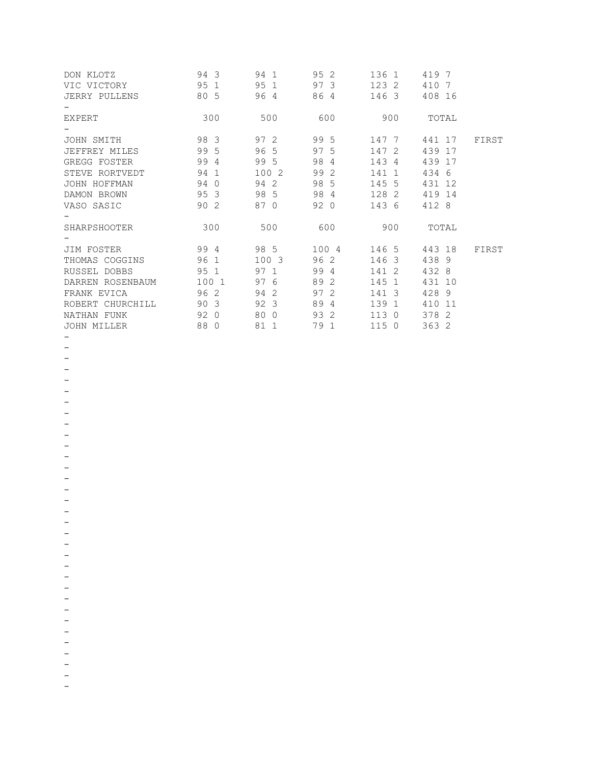| | 300 | 500 | 600 | 900 | TOTAL | |
|---|---|---|---|---|---|---|
| DON KLOTZ | 94 3 | 94 1 | 95 2 | 136 1 | 419 7 | |
| VIC VICTORY | 95 1 | 95 1 | 97 3 | 123 2 | 410 7 | |
| JERRY PULLENS | 80 5 | 96 4 | 86 4 | 146 3 | 408 16 | |

| EXPERT | 300 | 500 | 600 | 900 | TOTAL | |
|---|---|---|---|---|---|---|
| JOHN SMITH | 98 3 | 97 2 | 99 5 | 147 7 | 441 17 | FIRST |
| JEFFREY MILES | 99 5 | 96 5 | 97 5 | 147 2 | 439 17 | |
| GREGG FOSTER | 99 4 | 99 5 | 98 4 | 143 4 | 439 17 | |
| STEVE RORTVEDT | 94 1 | 100 2 | 99 2 | 141 1 | 434 6 | |
| JOHN HOFFMAN | 94 0 | 94 2 | 98 5 | 145 5 | 431 12 | |
| DAMON BROWN | 95 3 | 98 5 | 98 4 | 128 2 | 419 14 | |
| VASO SASIC | 90 2 | 87 0 | 92 0 | 143 6 | 412 8 | |

| SHARPSHOOTER | 300 | 500 | 600 | 900 | TOTAL | |
|---|---|---|---|---|---|---|
| JIM FOSTER | 99 4 | 98 5 | 100 4 | 146 5 | 443 18 | FIRST |
| THOMAS COGGINS | 96 1 | 100 3 | 96 2 | 146 3 | 438 9 | |
| RUSSEL DOBBS | 95 1 | 97 1 | 99 4 | 141 2 | 432 8 | |
| DARREN ROSENBAUM | 100 1 | 97 6 | 89 2 | 145 1 | 431 10 | |
| FRANK EVICA | 96 2 | 94 2 | 97 2 | 141 3 | 428 9 | |
| ROBERT CHURCHILL | 90 3 | 92 3 | 89 4 | 139 1 | 410 11 | |
| NATHAN FUNK | 92 0 | 80 0 | 93 2 | 113 0 | 378 2 | |
| JOHN MILLER | 88 0 | 81 1 | 79 1 | 115 0 | 363 2 | |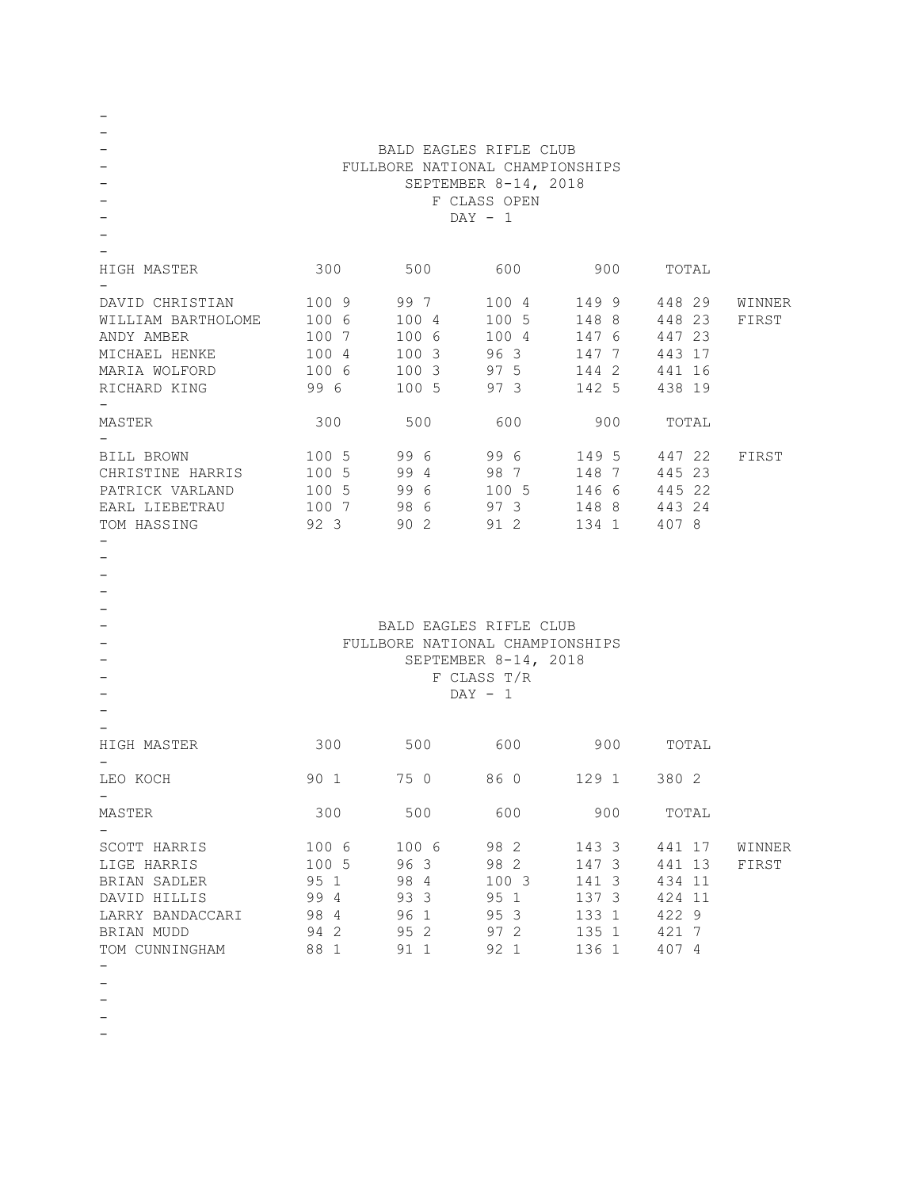BALD EAGLES RIFLE CLUB
FULLBORE NATIONAL CHAMPIONSHIPS
SEPTEMBER 8-14, 2018
F CLASS OPEN
DAY - 1

| HIGH MASTER | 300 | 500 | 600 | 900 | TOTAL | |
|---|---|---|---|---|---|---|
| DAVID CHRISTIAN | 100 9 | 99 7 | 100 4 | 149 9 | 448 29 | WINNER |
| WILLIAM BARTHOLOME | 100 6 | 100 4 | 100 5 | 148 8 | 448 23 | FIRST |
| ANDY AMBER | 100 7 | 100 6 | 100 4 | 147 6 | 447 23 | |
| MICHAEL HENKE | 100 4 | 100 3 | 96 3 | 147 7 | 443 17 | |
| MARIA WOLFORD | 100 6 | 100 3 | 97 5 | 144 2 | 441 16 | |
| RICHARD KING | 99 6 | 100 5 | 97 3 | 142 5 | 438 19 | |

| MASTER | 300 | 500 | 600 | 900 | TOTAL | |
|---|---|---|---|---|---|---|
| BILL BROWN | 100 5 | 99 6 | 99 6 | 149 5 | 447 22 | FIRST |
| CHRISTINE HARRIS | 100 5 | 99 4 | 98 7 | 148 7 | 445 23 | |
| PATRICK VARLAND | 100 5 | 99 6 | 100 5 | 146 6 | 445 22 | |
| EARL LIEBETRAU | 100 7 | 98 6 | 97 3 | 148 8 | 443 24 | |
| TOM HASSING | 92 3 | 90 2 | 91 2 | 134 1 | 407 8 | |

BALD EAGLES RIFLE CLUB
FULLBORE NATIONAL CHAMPIONSHIPS
SEPTEMBER 8-14, 2018
F CLASS T/R
DAY - 1

| HIGH MASTER | 300 | 500 | 600 | 900 | TOTAL | |
|---|---|---|---|---|---|---|
| LEO KOCH | 90 1 | 75 0 | 86 0 | 129 1 | 380 2 | |

| MASTER | 300 | 500 | 600 | 900 | TOTAL | |
|---|---|---|---|---|---|---|
| SCOTT HARRIS | 100 6 | 100 6 | 98 2 | 143 3 | 441 17 | WINNER |
| LIGE HARRIS | 100 5 | 96 3 | 98 2 | 147 3 | 441 13 | FIRST |
| BRIAN SADLER | 95 1 | 98 4 | 100 3 | 141 3 | 434 11 | |
| DAVID HILLIS | 99 4 | 93 3 | 95 1 | 137 3 | 424 11 | |
| LARRY BANDACCARI | 98 4 | 96 1 | 95 3 | 133 1 | 422 9 | |
| BRIAN MUDD | 94 2 | 95 2 | 97 2 | 135 1 | 421 7 | |
| TOM CUNNINGHAM | 88 1 | 91 1 | 92 1 | 136 1 | 407 4 | |